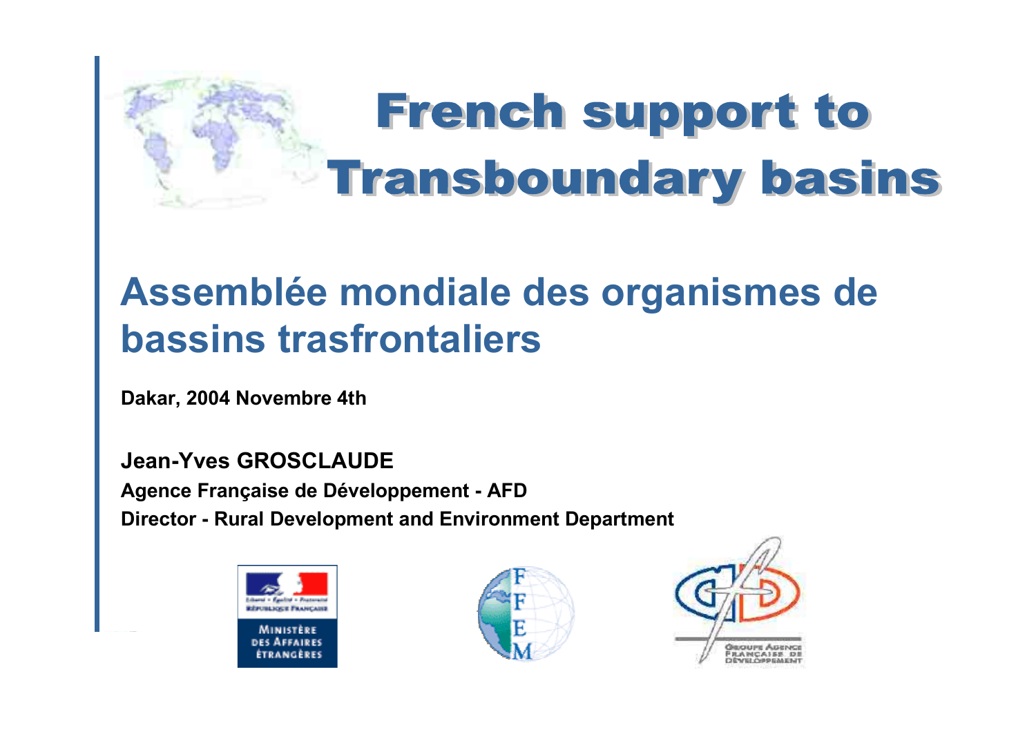# French support to Transboundary basins

## Assemblée mondiale des organismes de bassins trasfrontaliers

**Dakar, 2004 Novembre 4th**

**Jean-Yves GROSCLAUDE**

**Agence Française de Développement - AFD**

**Director - Rural Development and Environment Department**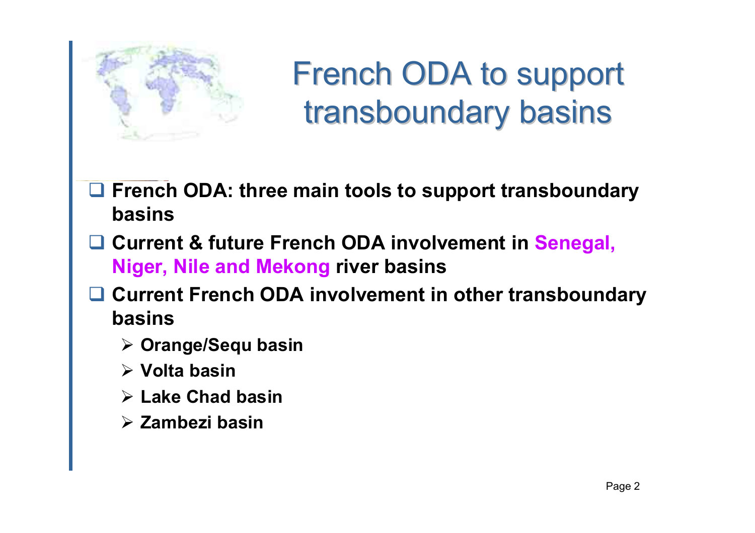# French ODA to support transboundary basins

- French ODA: three main tools to support transboundary basins
- Current & future French ODA involvement in Senegal, Niger, Nile and Mekong river basins
- Current French ODA involvement in other transboundary basins
  - Orange/Sequ basin
  - Volta basin
  - Lake Chad basin
  - Zambezi basin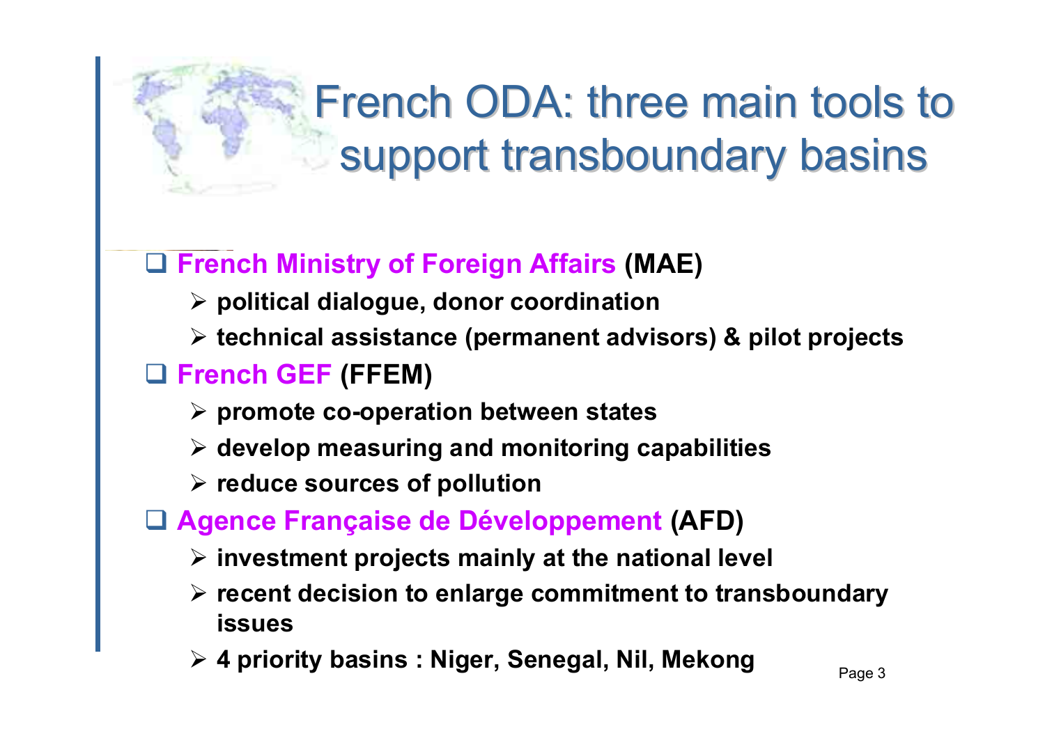# French ODA: three main tools to support transboundary basins

- **French Ministry of Foreign Affairs (MAE)**
  - **political dialogue, donor coordination**
  - **technical assistance (permanent advisors) & pilot projects**
- **French GEF (FFEM)**
  - **promote co-operation between states**
  - **develop measuring and monitoring capabilities**
  - **reduce sources of pollution**
- **Agence Française de Développement (AFD)**
  - **investment projects mainly at the national level**
  - **recent decision to enlarge commitment to transboundary issues**
  - **4 priority basins : Niger, Senegal, Nil, Mekong**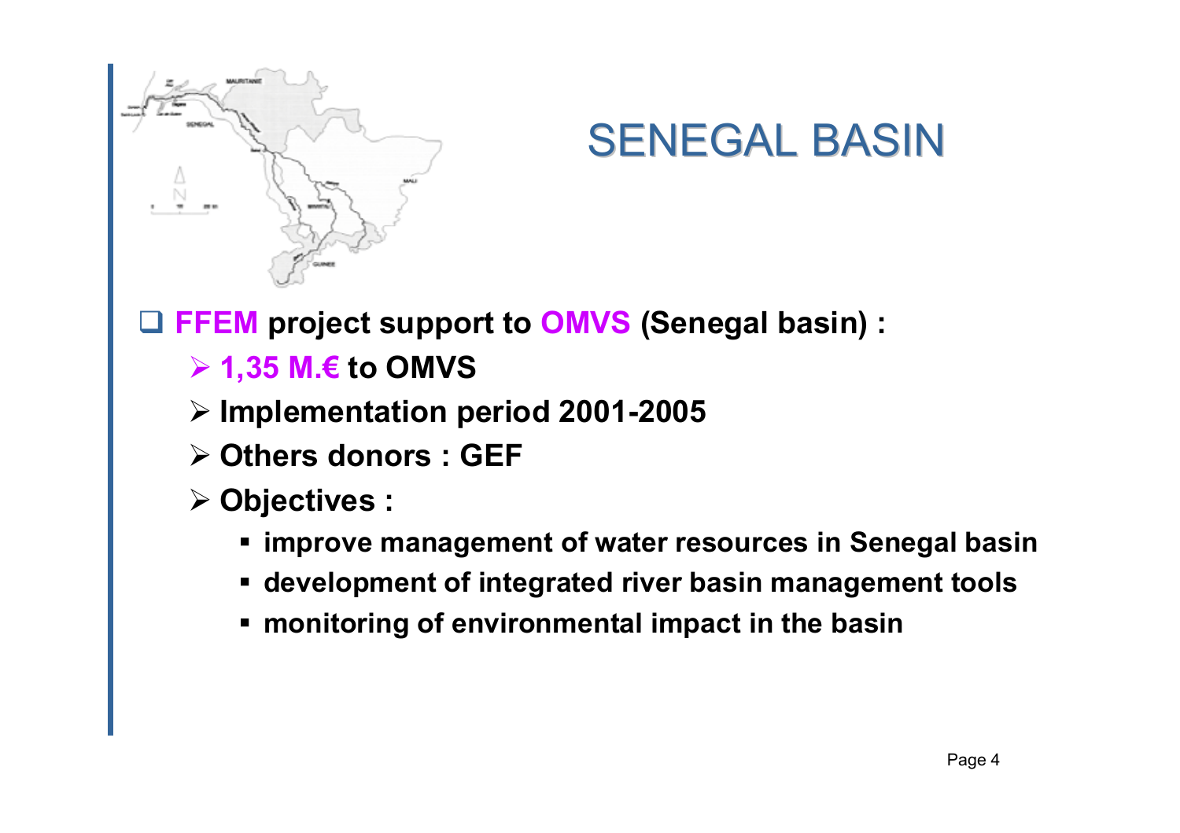# SENEGAL BASIN

- **FFEM project support to OMVS (Senegal basin) :**
  - **1,35 M.€ to OMVS**
  - **Implementation period 2001-2005**
  - **Others donors : GEF**
  - **Objectives :**
    - **improve management of water resources in Senegal basin**
    - **development of integrated river basin management tools**
    - **monitoring of environmental impact in the basin**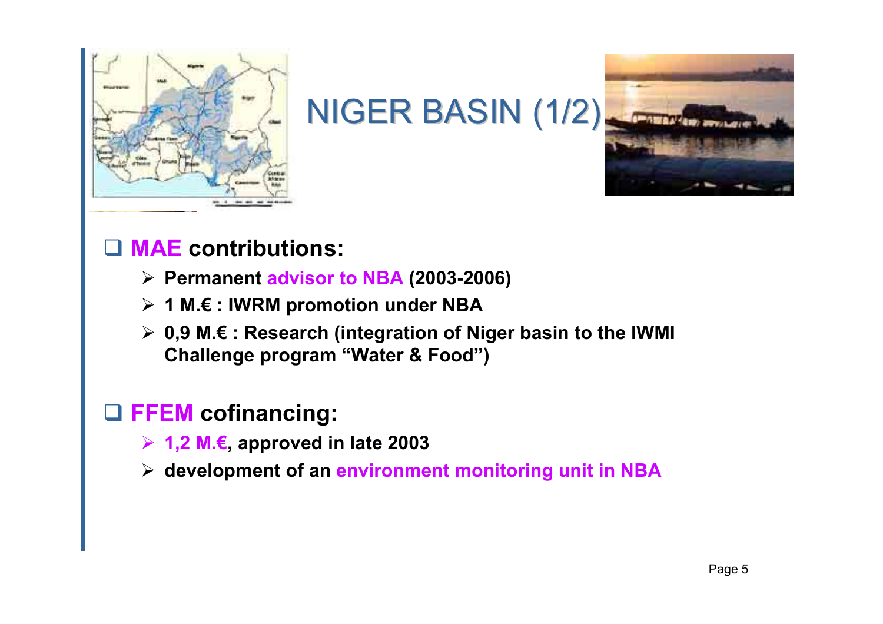# NIGER BASIN (1/2)

- **MAE contributions:**
  - **Permanent advisor to NBA (2003-2006)**
  - **1 M.€ : IWRM promotion under NBA**
  - **0,9 M.€ : Research (integration of Niger basin to the IWMI Challenge program "Water & Food")**

- **FFEM cofinancing:**
  - **1,2 M.€, approved in late 2003**
  - **development of an environment monitoring unit in NBA**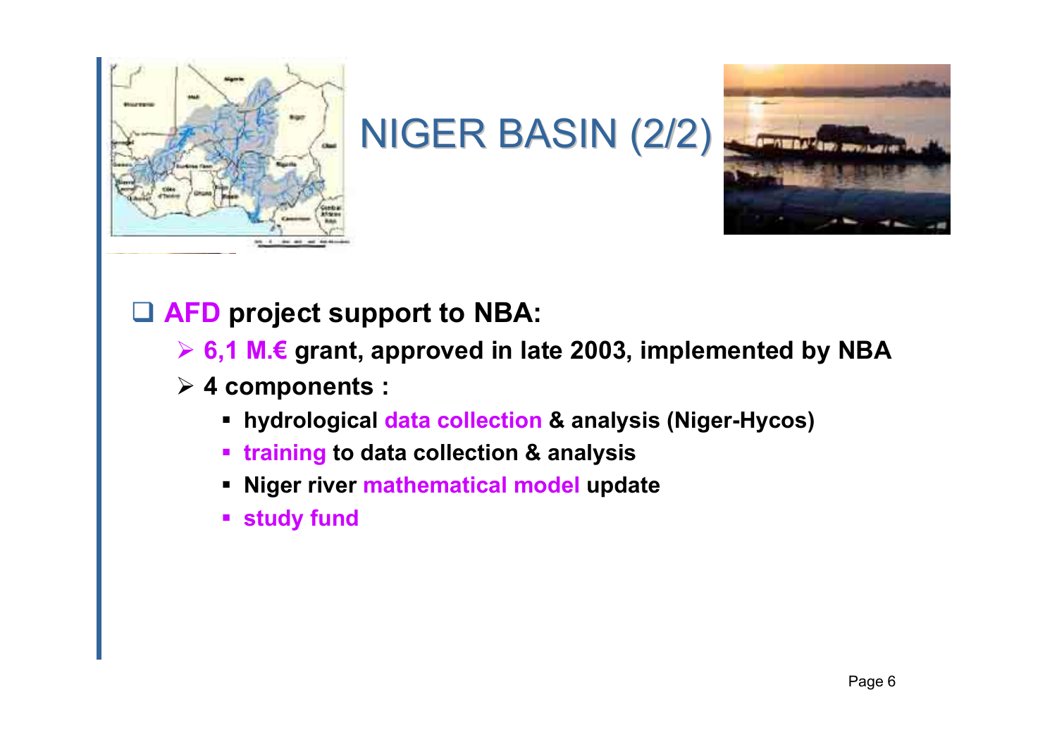# NIGER BASIN (2/2)

- **AFD project support to NBA:**
  - **6,1 M.€ grant, approved in late 2003, implemented by NBA**
  - **4 components :**
    - **hydrological data collection & analysis (Niger-Hycos)**
    - **training to data collection & analysis**
    - **Niger river mathematical model update**
    - **study fund**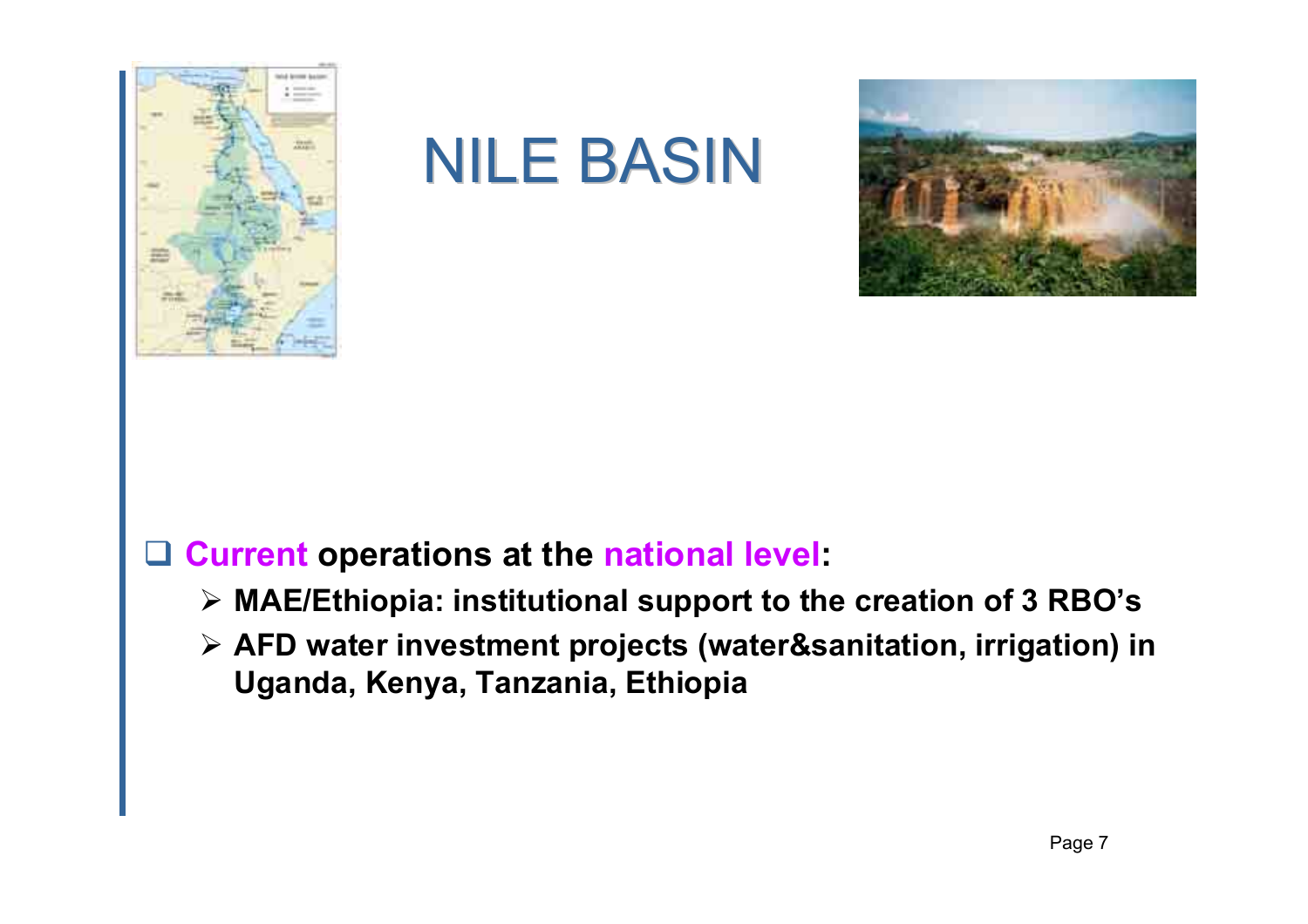# NILE BASIN

- **Current operations at the national level:**
  - **MAE/Ethiopia: institutional support to the creation of 3 RBO's**
  - **AFD water investment projects (water&sanitation, irrigation) in Uganda, Kenya, Tanzania, Ethiopia**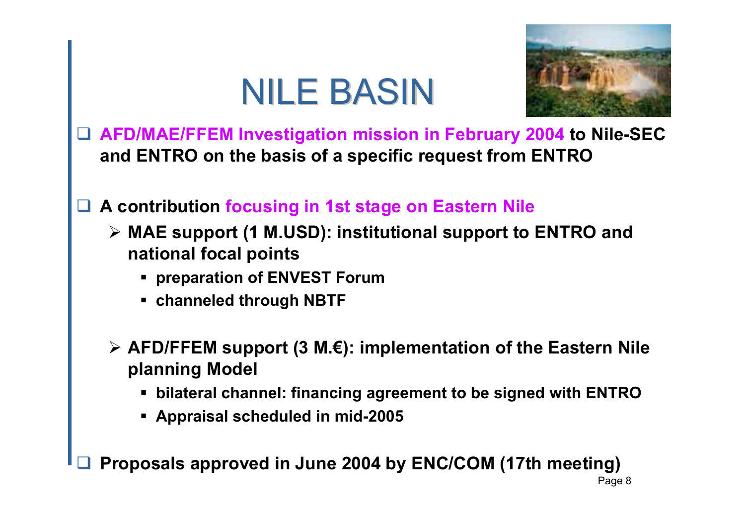# NILE BASIN

- **AFD/MAE/FFEM Investigation mission in February 2004 to Nile-SEC and ENTRO on the basis of a specific request from ENTRO**

- **A contribution focusing in 1st stage on Eastern Nile**
  - **MAE support (1 M.USD): institutional support to ENTRO and national focal points**
    - **preparation of ENVEST Forum**
    - **channeled through NBTF**
  - **AFD/FFEM support (3 M.€): implementation of the Eastern Nile planning Model**
    - **bilateral channel: financing agreement to be signed with ENTRO**
    - **Appraisal scheduled in mid-2005**

- **Proposals approved in June 2004 by ENC/COM (17th meeting)**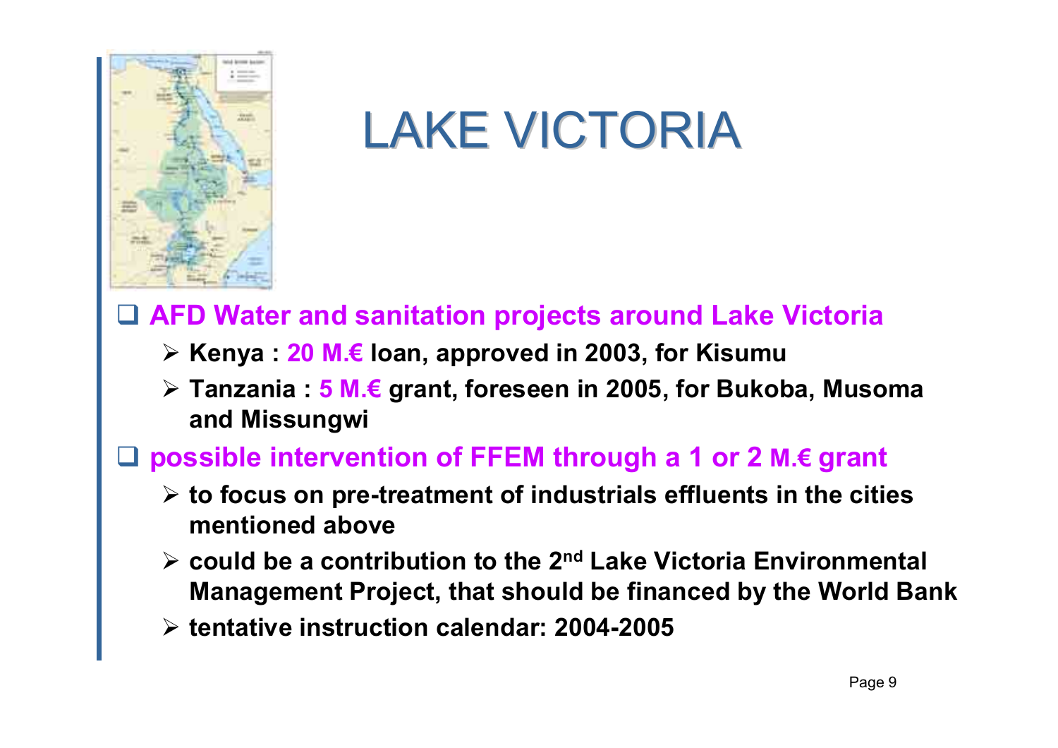# LAKE VICTORIA

- **AFD Water and sanitation projects around Lake Victoria**
  - **Kenya : 20 M.€ loan, approved in 2003, for Kisumu**
  - **Tanzania : 5 M.€ grant, foreseen in 2005, for Bukoba, Musoma and Missungwi**
- **possible intervention of FFEM through a 1 or 2 M.€ grant**
  - **to focus on pre-treatment of industrials effluents in the cities mentioned above**
  - **could be a contribution to the 2nd Lake Victoria Environmental Management Project, that should be financed by the World Bank**
  - **tentative instruction calendar: 2004-2005**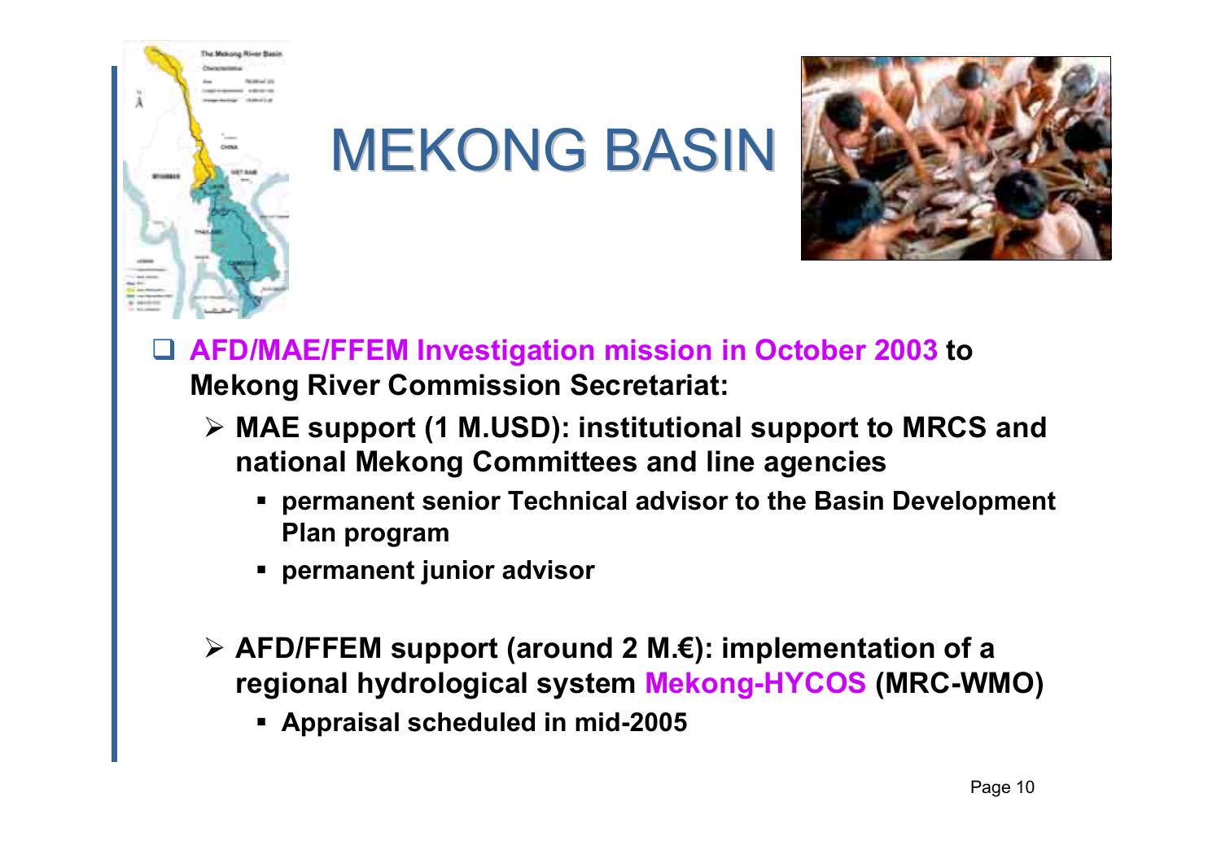# MEKONG BASIN

- **AFD/MAE/FFEM Investigation mission in October 2003 to Mekong River Commission Secretariat:**
  - **MAE support (1 M.USD): institutional support to MRCS and national Mekong Committees and line agencies**
    - **permanent senior Technical advisor to the Basin Development Plan program**
    - **permanent junior advisor**
  - **AFD/FFEM support (around 2 M.€): implementation of a regional hydrological system Mekong-HYCOS (MRC-WMO)**
    - **Appraisal scheduled in mid-2005**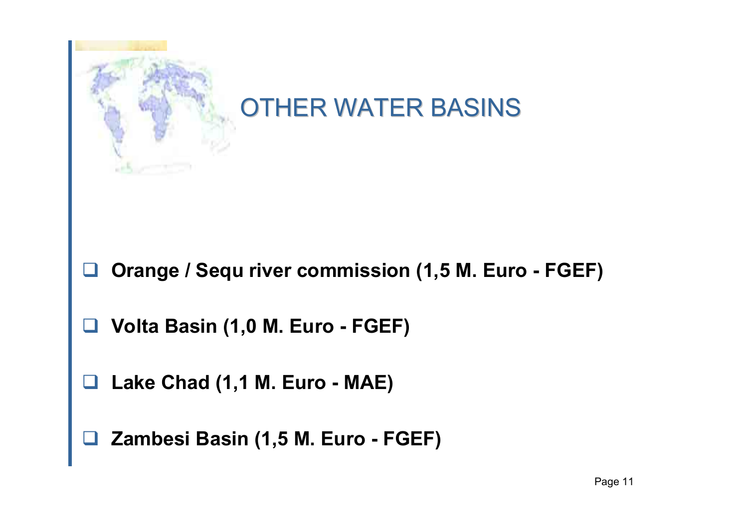# OTHER WATER BASINS

- **Orange / Sequ river commission (1,5 M. Euro - FGEF)**
- **Volta Basin (1,0 M. Euro - FGEF)**
- **Lake Chad (1,1 M. Euro - MAE)**
- **Zambesi Basin (1,5 M. Euro - FGEF)**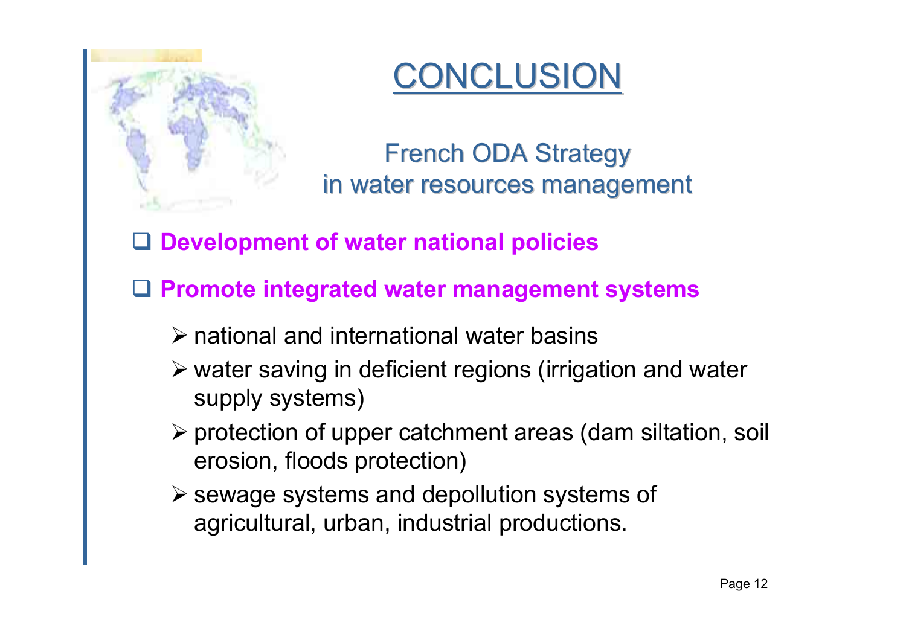# CONCLUSION

## French ODA Strategy in water resources management

- **Development of water national policies**
- **Promote integrated water management systems**
  - national and international water basins
  - water saving in deficient regions (irrigation and water supply systems)
  - protection of upper catchment areas (dam siltation, soil erosion, floods protection)
  - sewage systems and depollution systems of agricultural, urban, industrial productions.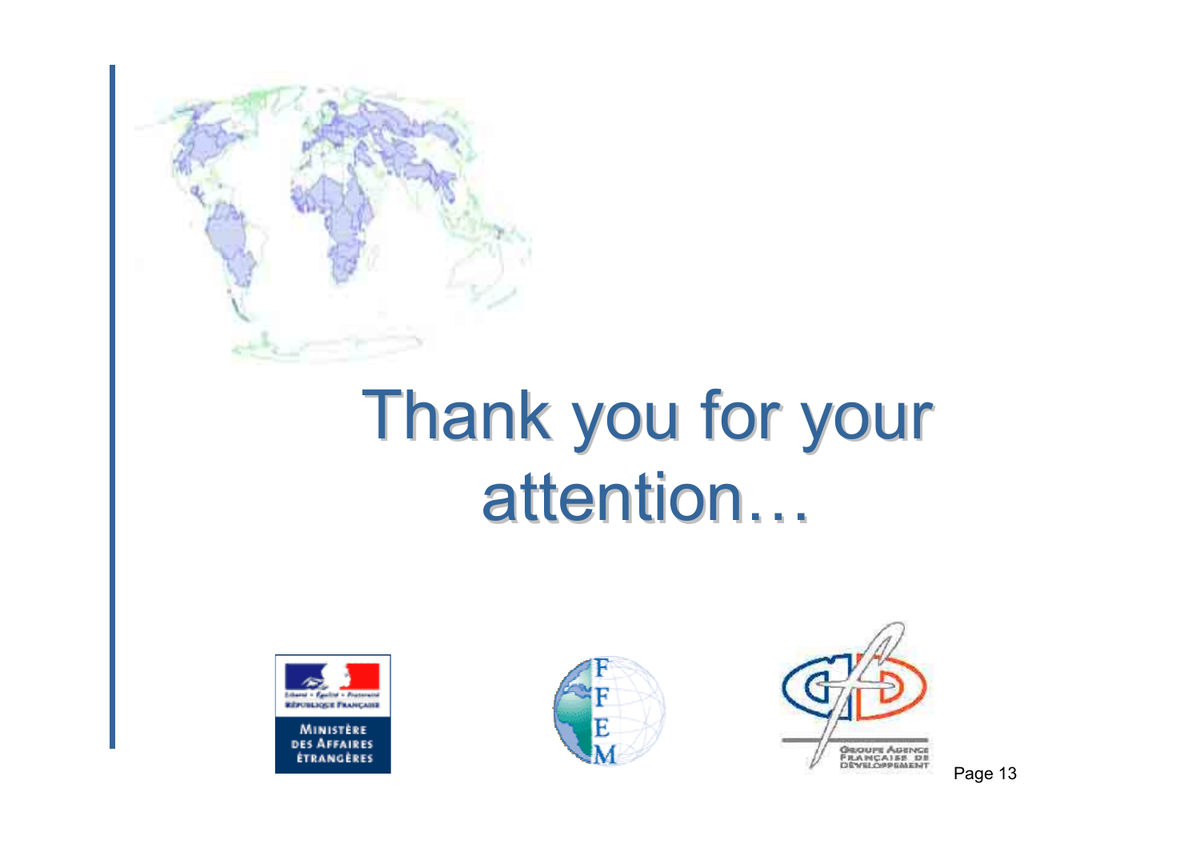# Thank you for your attention…

MINISTÈRE DES AFFAIRES ÉTRANGÈRES

FFEM

GROUPE AGENCE FRANÇAISE DE DÉVELOPPEMENT